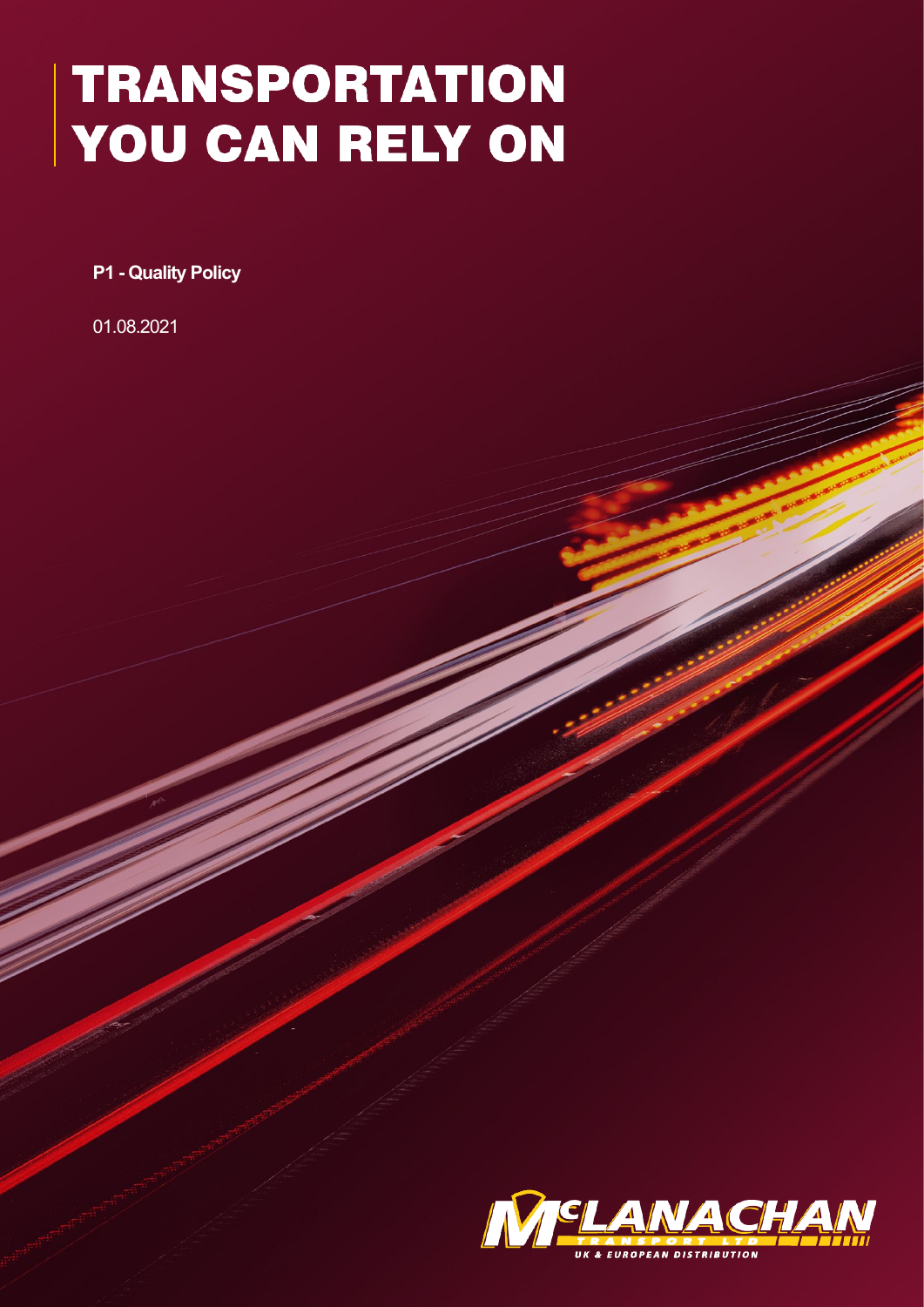# TRANSPORTATION YOU CAN RELY ON

**P1 - Quality Policy**

01.08.2021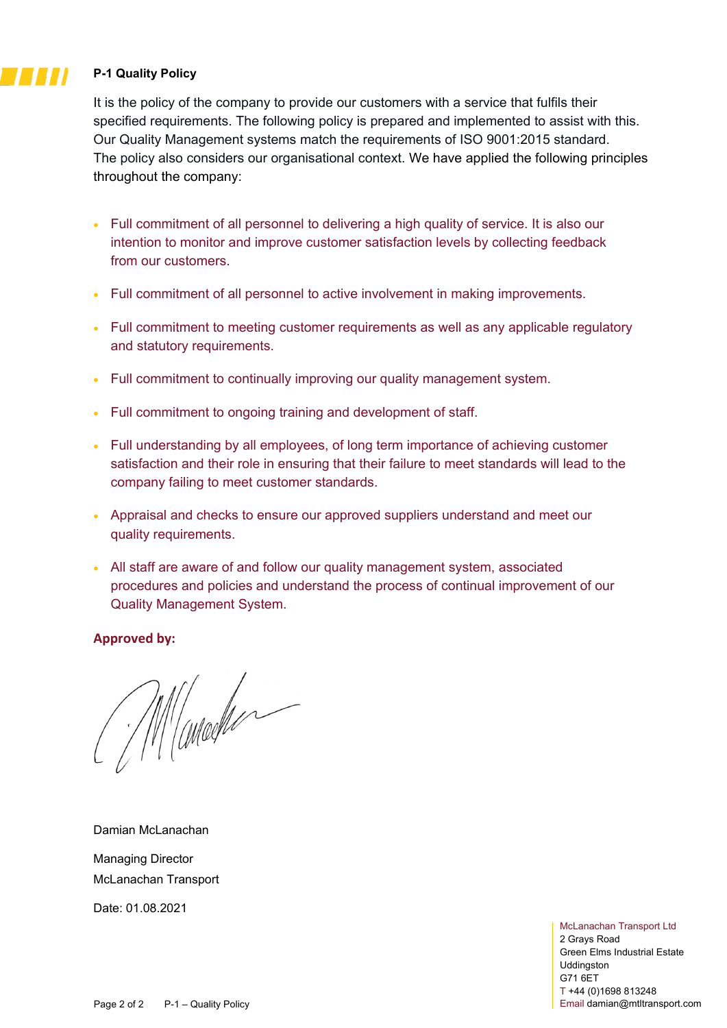## P-1 Quality Policy

It is the policy of the company to provide our customers with a service that fulfils their specified requirements. The following policy is prepared and implemented to assist with this. Our Quality Management systems match the requirements of ISO 9001:2015 standard. The policy also considers our organisational context. We have applied the following principles throughout the company:

- Full commitment of all personnel to delivering a high quality of service. It is also our intention to monitor and improve customer satisfaction levels by collecting feedback from our customers.
- Full commitment of all personnel to active involvement in making improvements.
- Full commitment to meeting customer requirements as well as any applicable regulatory and statutory requirements.
- Full commitment to continually improving our quality management system.
- Full commitment to ongoing training and development of staff.
- Full understanding by all employees, of long term importance of achieving customer satisfaction and their role in ensuring that their failure to meet standards will lead to the company failing to meet customer standards.
- Appraisal and checks to ensure our approved suppliers understand and meet our quality requirements.
- All staff are aware of and follow our quality management system, associated procedures and policies and understand the process of continual improvement of our Quality Management System.

**Approved by:**

Damian McLanachan

Managing Director
McLanachan Transport

Date: 01.08.2021

McLanachan Transport Ltd
2 Grays Road
Green Elms Industrial Estate
Uddingston
G71 6ET
T +44 (0)1698 813248
Email damian@mtltransport.com